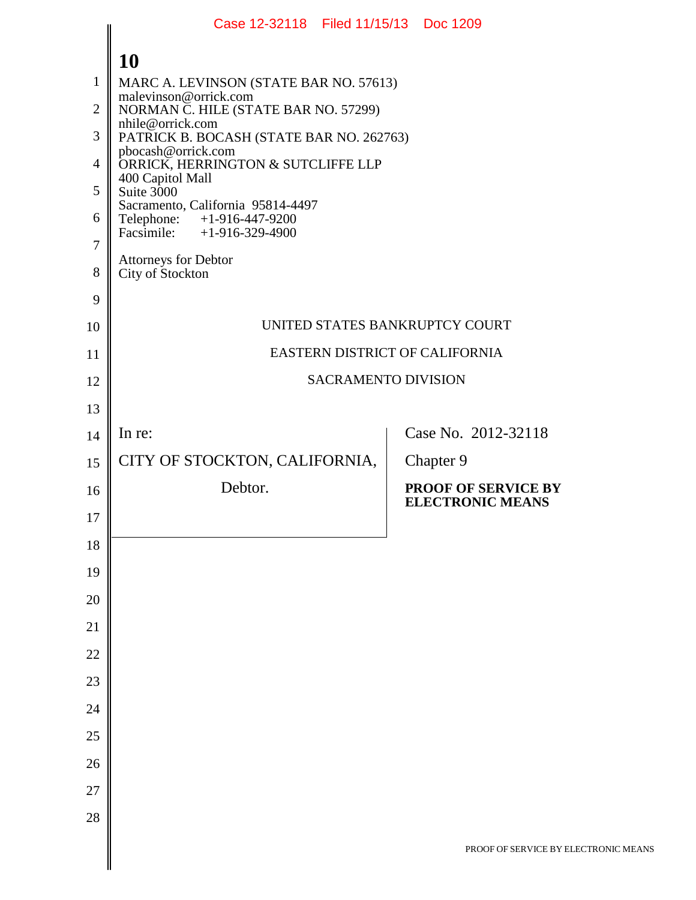MARC A. LEVINSON (STATE BAR NO. 57613)
malevinson@orrick.com
NORMAN C. HILE (STATE BAR NO. 57299)
nhile@orrick.com
PATRICK B. BOCASH (STATE BAR NO. 262763)
pbocash@orrick.com
ORRICK, HERRINGTON & SUTCLIFFE LLP
400 Capitol Mall
Suite 3000
Sacramento, California 95814-4497
Telephone: +1-916-447-9200
Facsimile: +1-916-329-4900

Attorneys for Debtor
City of Stockton

UNITED STATES BANKRUPTCY COURT

EASTERN DISTRICT OF CALIFORNIA

SACRAMENTO DIVISION

| | |
|---|---|
| In re: | Case No. 2012-32118 |
| CITY OF STOCKTON, CALIFORNIA, | Chapter 9 |
| Debtor. | **PROOF OF SERVICE BY ELECTRONIC MEANS** |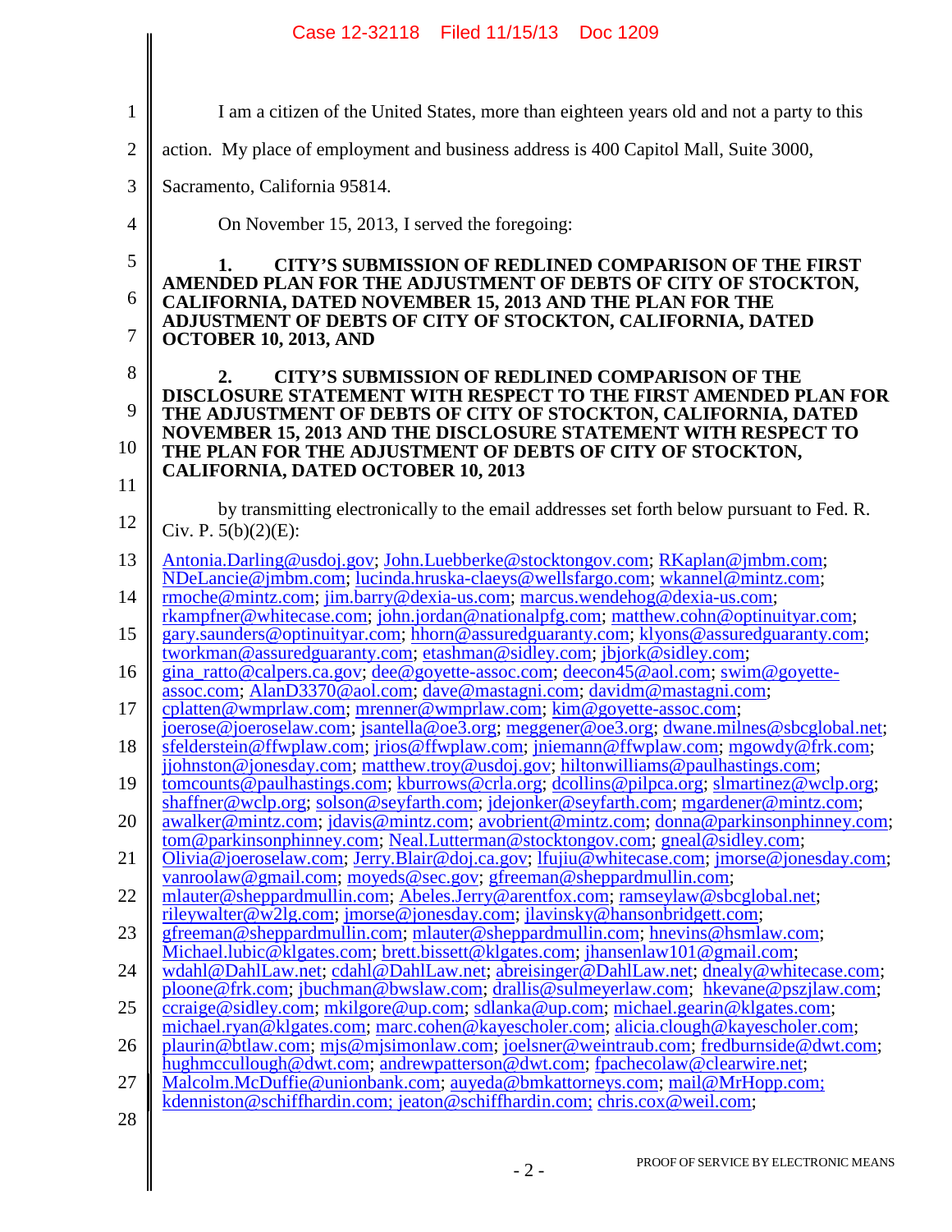I am a citizen of the United States, more than eighteen years old and not a party to this action. My place of employment and business address is 400 Capitol Mall, Suite 3000, Sacramento, California 95814.

On November 15, 2013, I served the foregoing:

**1. CITY'S SUBMISSION OF REDLINED COMPARISON OF THE FIRST AMENDED PLAN FOR THE ADJUSTMENT OF DEBTS OF CITY OF STOCKTON, CALIFORNIA, DATED NOVEMBER 15, 2013 AND THE PLAN FOR THE ADJUSTMENT OF DEBTS OF CITY OF STOCKTON, CALIFORNIA, DATED OCTOBER 10, 2013, AND**

**2. CITY'S SUBMISSION OF REDLINED COMPARISON OF THE DISCLOSURE STATEMENT WITH RESPECT TO THE FIRST AMENDED PLAN FOR THE ADJUSTMENT OF DEBTS OF CITY OF STOCKTON, CALIFORNIA, DATED NOVEMBER 15, 2013 AND THE DISCLOSURE STATEMENT WITH RESPECT TO THE PLAN FOR THE ADJUSTMENT OF DEBTS OF CITY OF STOCKTON, CALIFORNIA, DATED OCTOBER 10, 2013**

by transmitting electronically to the email addresses set forth below pursuant to Fed. R. Civ. P. 5(b)(2)(E):

Antonia.Darling@usdoj.gov; John.Luebberke@stocktongov.com; RKaplan@jmbm.com; NDeLancie@jmbm.com; lucinda.hruska-claeys@wellsfargo.com; wkannel@mintz.com; rmoche@mintz.com; jim.barry@dexia-us.com; marcus.wendehog@dexia-us.com; rkampfner@whitecase.com; john.jordan@nationalpfg.com; matthew.cohn@optinuityar.com; gary.saunders@optinuityar.com; hhorn@assuredguaranty.com; klyons@assuredguaranty.com; tworkman@assuredguaranty.com; etashman@sidley.com; jbjork@sidley.com; gina_ratto@calpers.ca.gov; dee@goyette-assoc.com; deecon45@aol.com; swim@goyette-assoc.com; AlanD3370@aol.com; dave@mastagni.com; davidm@mastagni.com; cplatten@wmprlaw.com; mrenner@wmprlaw.com; kim@goyette-assoc.com; joerose@joeroselaw.com; jsantella@oe3.org; meggener@oe3.org; dwane.milnes@sbcglobal.net; sfelderstein@ffwplaw.com; jrios@ffwplaw.com; jniemann@ffwplaw.com; mgowdy@frk.com; jjohnston@jonesday.com; matthew.troy@usdoj.gov; hiltonwilliams@paulhastings.com; tomcounts@paulhastings.com; kburrows@crla.org; dcollins@pilpca.org; slmartinez@wclp.org; shaffner@wclp.org; solson@seyfarth.com; jdejonker@seyfarth.com; mgardener@mintz.com; awalker@mintz.com; jdavis@mintz.com; avobrient@mintz.com; donna@parkinsonphinney.com; tom@parkinsonphinney.com; Neal.Lutterman@stocktongov.com; gneal@sidley.com; Olivia@joeroselaw.com; Jerry.Blair@doj.ca.gov; lfujiu@whitecase.com; jmorse@jonesday.com; vanroolaw@gmail.com; moyeds@sec.gov; gfreeman@sheppardmullin.com; mlauter@sheppardmullin.com; Abeles.Jerry@arentfox.com; ramseylaw@sbcglobal.net; rileywalter@w2lg.com; jmorse@jonesday.com; jlavinsky@hansonbridgett.com; gfreeman@sheppardmullin.com; mlauter@sheppardmullin.com; hnevins@hsmlaw.com; Michael.lubic@klgates.com; brett.bissett@klgates.com; jhansenlaw101@gmail.com; wdahl@DahlLaw.net; cdahl@DahlLaw.net; abreisinger@DahlLaw.net; dnealy@whitecase.com; ploone@frk.com; jbuchman@bwslaw.com; drallis@sulmeyerlaw.com; hkevane@pszjlaw.com; ccraige@sidley.com; mkilgore@up.com; sdlanka@up.com; michael.gearin@klgates.com; michael.ryan@klgates.com; marc.cohen@kayescholer.com; alicia.clough@kayescholer.com; plaurin@btlaw.com; mjs@mjsimonlaw.com; joelsner@weintraub.com; fredburnside@dwt.com; hughmccullough@dwt.com; andrewpatterson@dwt.com; fpachecolaw@clearwire.net; Malcolm.McDuffie@unionbank.com; auyeda@bmkattorneys.com; mail@MrHopp.com; kdenniston@schiffhardin.com; jeaton@schiffhardin.com; chris.cox@weil.com;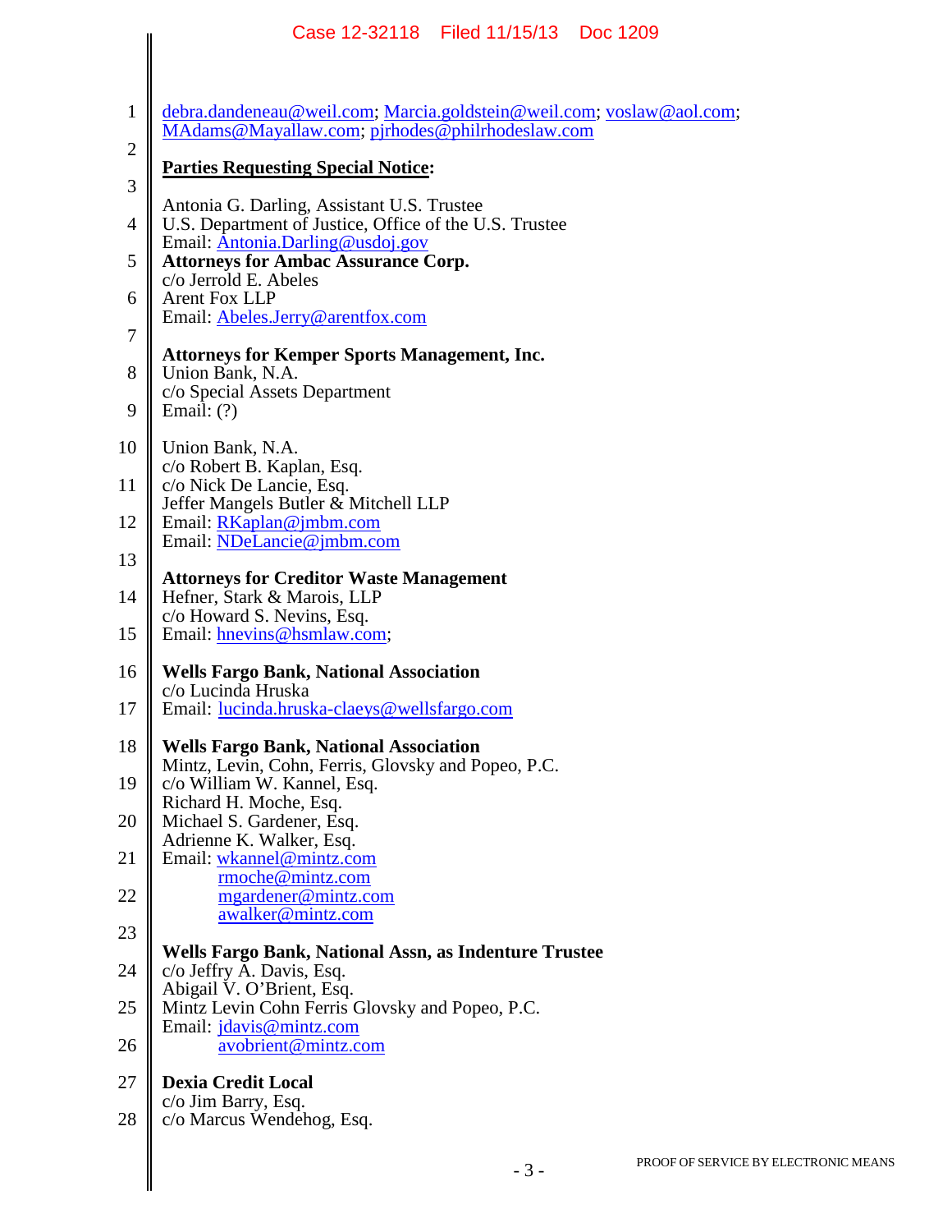debra.dandeneau@weil.com; Marcia.goldstein@weil.com; voslaw@aol.com; MAdams@Mayallaw.com; pjrhodes@philrhodeslaw.com

**Parties Requesting Special Notice:**

Antonia G. Darling, Assistant U.S. Trustee
U.S. Department of Justice, Office of the U.S. Trustee
Email: Antonia.Darling@usdoj.gov

**Attorneys for Ambac Assurance Corp.**
c/o Jerrold E. Abeles
Arent Fox LLP
Email: Abeles.Jerry@arentfox.com

**Attorneys for Kemper Sports Management, Inc.**
Union Bank, N.A.
c/o Special Assets Department
Email: (?)

Union Bank, N.A.
c/o Robert B. Kaplan, Esq.
c/o Nick De Lancie, Esq.
Jeffer Mangels Butler & Mitchell LLP
Email: RKaplan@jmbm.com
Email: NDeLancie@jmbm.com

**Attorneys for Creditor Waste Management**
Hefner, Stark & Marois, LLP
c/o Howard S. Nevins, Esq.
Email: hnevins@hsmlaw.com;

**Wells Fargo Bank, National Association**
c/o Lucinda Hruska
Email: lucinda.hruska-claeys@wellsfargo.com

**Wells Fargo Bank, National Association**
Mintz, Levin, Cohn, Ferris, Glovsky and Popeo, P.C.
c/o William W. Kannel, Esq.
Richard H. Moche, Esq.
Michael S. Gardener, Esq.
Adrienne K. Walker, Esq.
Email: wkannel@mintz.com
rmoche@mintz.com
mgardener@mintz.com
awalker@mintz.com

**Wells Fargo Bank, National Assn, as Indenture Trustee**
c/o Jeffry A. Davis, Esq.
Abigail V. O'Brient, Esq.
Mintz Levin Cohn Ferris Glovsky and Popeo, P.C.
Email: jdavis@mintz.com
avobrient@mintz.com

**Dexia Credit Local**
c/o Jim Barry, Esq.
c/o Marcus Wendehog, Esq.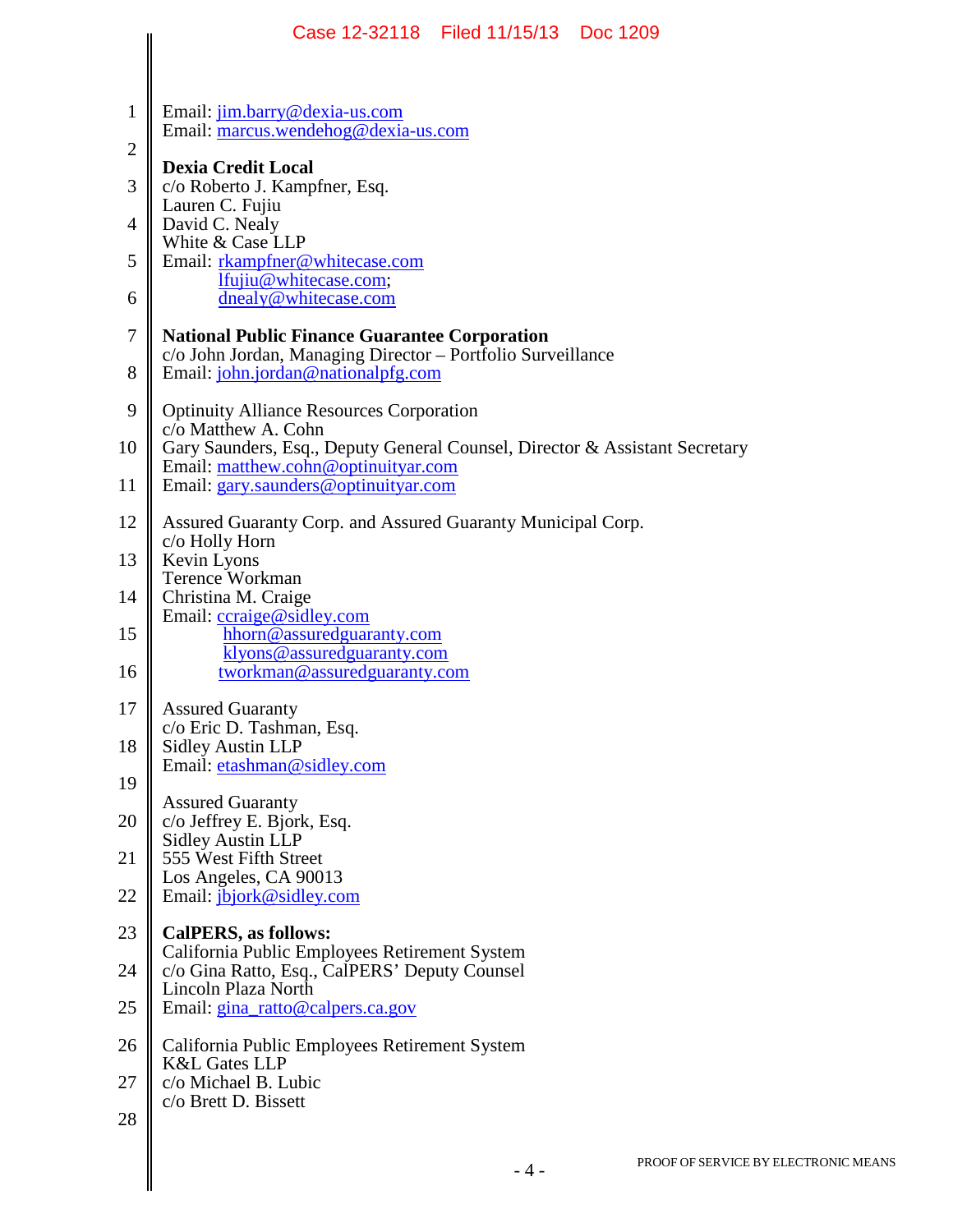Email: jim.barry@dexia-us.com
Email: marcus.wendehog@dexia-us.com

**Dexia Credit Local**
c/o Roberto J. Kampfner, Esq.
Lauren C. Fujiu
David C. Nealy
White & Case LLP
Email: rkampfner@whitecase.com
lfujiu@whitecase.com;
dnealy@whitecase.com

**National Public Finance Guarantee Corporation**
c/o John Jordan, Managing Director – Portfolio Surveillance
Email: john.jordan@nationalpfg.com

Optinuity Alliance Resources Corporation
c/o Matthew A. Cohn
Gary Saunders, Esq., Deputy General Counsel, Director & Assistant Secretary
Email: matthew.cohn@optinuityar.com
Email: gary.saunders@optinuityar.com

Assured Guaranty Corp. and Assured Guaranty Municipal Corp.
c/o Holly Horn
Kevin Lyons
Terence Workman
Christina M. Craige
Email: ccraige@sidley.com
hhorn@assuredguaranty.com
klyons@assuredguaranty.com
tworkman@assuredguaranty.com

Assured Guaranty
c/o Eric D. Tashman, Esq.
Sidley Austin LLP
Email: etashman@sidley.com

Assured Guaranty
c/o Jeffrey E. Bjork, Esq.
Sidley Austin LLP
555 West Fifth Street
Los Angeles, CA 90013
Email: jbjork@sidley.com

**CalPERS, as follows:**
California Public Employees Retirement System
c/o Gina Ratto, Esq., CalPERS' Deputy Counsel
Lincoln Plaza North
Email: gina_ratto@calpers.ca.gov

California Public Employees Retirement System
K&L Gates LLP
c/o Michael B. Lubic
c/o Brett D. Bissett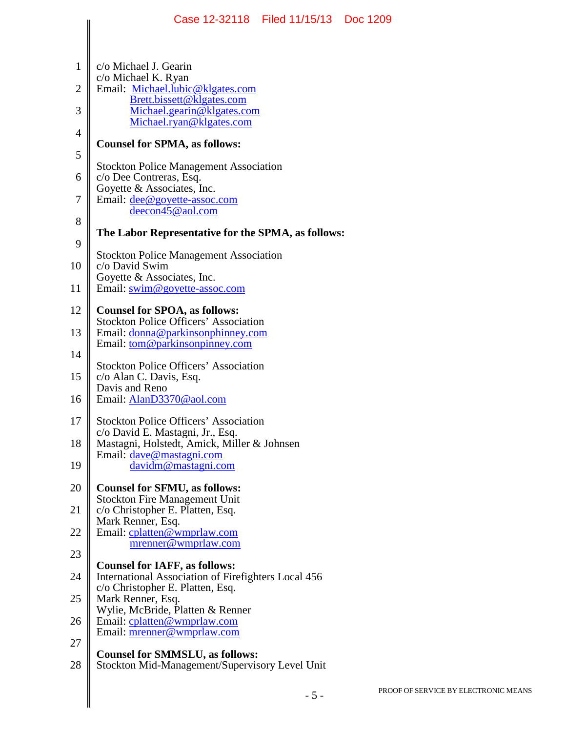c/o Michael J. Gearin
c/o Michael K. Ryan
Email: Michael.lubic@klgates.com
Brett.bissett@klgates.com
Michael.gearin@klgates.com
Michael.ryan@klgates.com

**Counsel for SPMA, as follows:**

Stockton Police Management Association
c/o Dee Contreras, Esq.
Goyette & Associates, Inc.
Email: dee@goyette-assoc.com
deecon45@aol.com

**The Labor Representative for the SPMA, as follows:**

Stockton Police Management Association
c/o David Swim
Goyette & Associates, Inc.
Email: swim@goyette-assoc.com

**Counsel for SPOA, as follows:**
Stockton Police Officers' Association
Email: donna@parkinsonphinney.com
Email: tom@parkinsonpinney.com

Stockton Police Officers' Association
c/o Alan C. Davis, Esq.
Davis and Reno
Email: AlanD3370@aol.com

Stockton Police Officers' Association
c/o David E. Mastagni, Jr., Esq.
Mastagni, Holstedt, Amick, Miller & Johnsen
Email: dave@mastagni.com
davidm@mastagni.com

**Counsel for SFMU, as follows:**
Stockton Fire Management Unit
c/o Christopher E. Platten, Esq.
Mark Renner, Esq.
Email: cplatten@wmprlaw.com
mrenner@wmprlaw.com

**Counsel for IAFF, as follows:**
International Association of Firefighters Local 456
c/o Christopher E. Platten, Esq.
Mark Renner, Esq.
Wylie, McBride, Platten & Renner
Email: cplatten@wmprlaw.com
Email: mrenner@wmprlaw.com

**Counsel for SMMSLU, as follows:**
Stockton Mid-Management/Supervisory Level Unit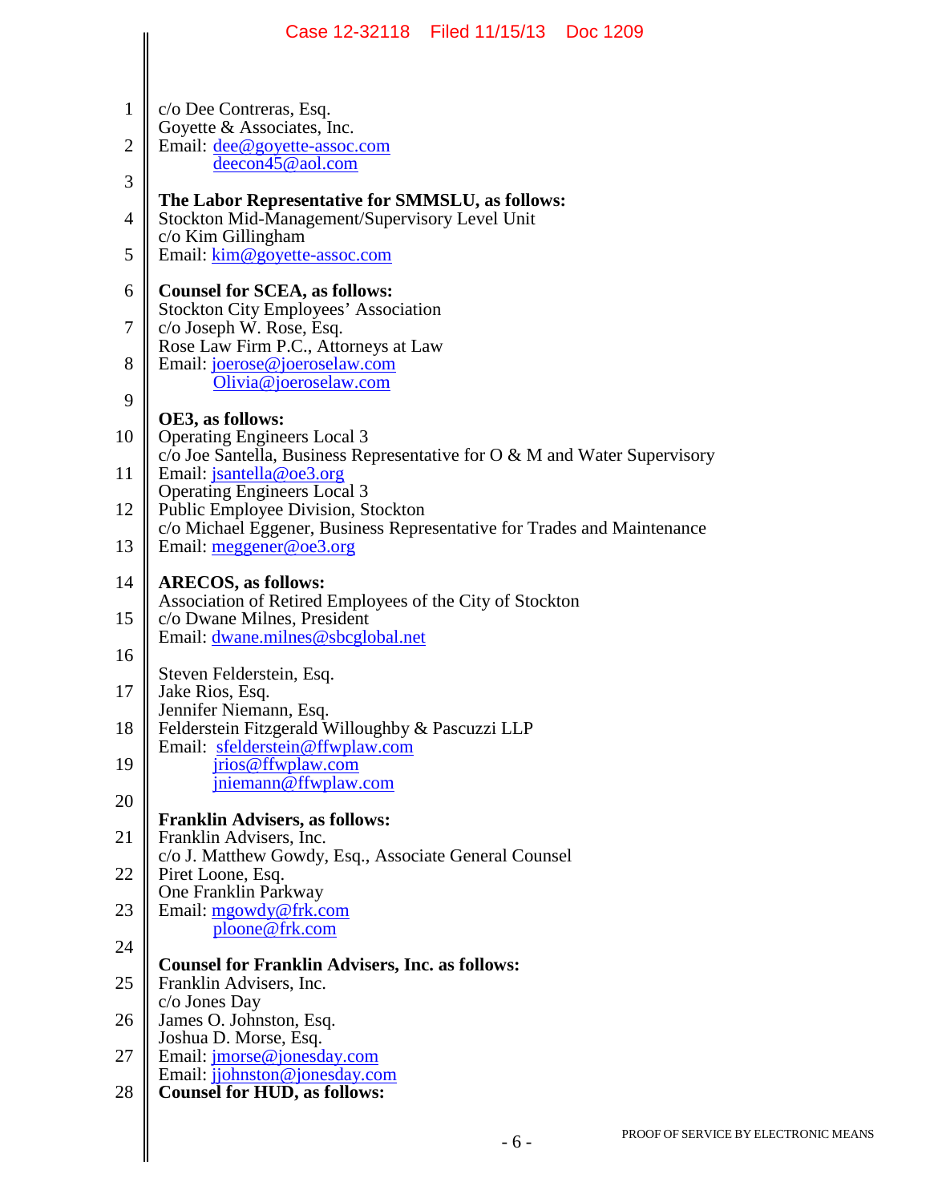c/o Dee Contreras, Esq.
Goyette & Associates, Inc.
Email: dee@goyette-assoc.com
deecon45@aol.com

**The Labor Representative for SMMSLU, as follows:**
Stockton Mid-Management/Supervisory Level Unit
c/o Kim Gillingham
Email: kim@goyette-assoc.com

**Counsel for SCEA, as follows:**
Stockton City Employees' Association
c/o Joseph W. Rose, Esq.
Rose Law Firm P.C., Attorneys at Law
Email: joerose@joeroselaw.com
Olivia@joeroselaw.com

**OE3, as follows:**
Operating Engineers Local 3
c/o Joe Santella, Business Representative for O & M and Water Supervisory
Email: jsantella@oe3.org
Operating Engineers Local 3
Public Employee Division, Stockton
c/o Michael Eggener, Business Representative for Trades and Maintenance
Email: meggener@oe3.org

**ARECOS, as follows:**
Association of Retired Employees of the City of Stockton
c/o Dwane Milnes, President
Email: dwane.milnes@sbcglobal.net

Steven Felderstein, Esq.
Jake Rios, Esq.
Jennifer Niemann, Esq.
Felderstein Fitzgerald Willoughby & Pascuzzi LLP
Email: sfelderstein@ffwplaw.com
jrios@ffwplaw.com
jniemann@ffwplaw.com

**Franklin Advisers, as follows:**
Franklin Advisers, Inc.
c/o J. Matthew Gowdy, Esq., Associate General Counsel
Piret Loone, Esq.
One Franklin Parkway
Email: mgowdy@frk.com
ploone@frk.com

**Counsel for Franklin Advisers, Inc. as follows:**
Franklin Advisers, Inc.
c/o Jones Day
James O. Johnston, Esq.
Joshua D. Morse, Esq.
Email: jmorse@jonesday.com
Email: jjohnston@jonesday.com

**Counsel for HUD, as follows:**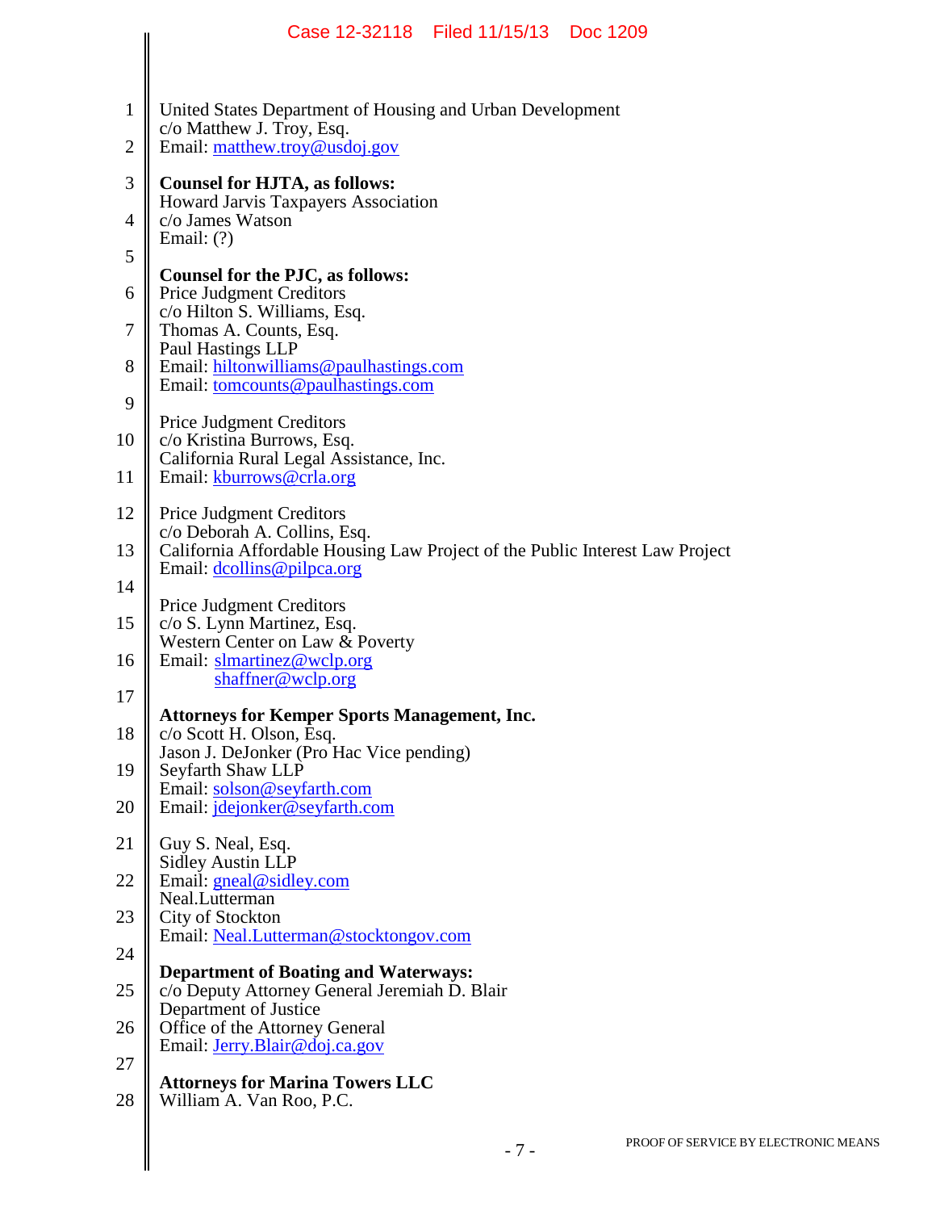United States Department of Housing and Urban Development
c/o Matthew J. Troy, Esq.
Email: matthew.troy@usdoj.gov

**Counsel for HJTA, as follows:**
Howard Jarvis Taxpayers Association
c/o James Watson
Email: (?)

**Counsel for the PJC, as follows:**
Price Judgment Creditors
c/o Hilton S. Williams, Esq.
Thomas A. Counts, Esq.
Paul Hastings LLP
Email: hiltonwilliams@paulhastings.com
Email: tomcounts@paulhastings.com

Price Judgment Creditors
c/o Kristina Burrows, Esq.
California Rural Legal Assistance, Inc.
Email: kburrows@crla.org

Price Judgment Creditors
c/o Deborah A. Collins, Esq.
California Affordable Housing Law Project of the Public Interest Law Project
Email: dcollins@pilpca.org

Price Judgment Creditors
c/o S. Lynn Martinez, Esq.
Western Center on Law & Poverty
Email: slmartinez@wclp.org
shaffner@wclp.org

**Attorneys for Kemper Sports Management, Inc.**
c/o Scott H. Olson, Esq.
Jason J. DeJonker (Pro Hac Vice pending)
Seyfarth Shaw LLP
Email: solson@seyfarth.com
Email: jdejonker@seyfarth.com

Guy S. Neal, Esq.
Sidley Austin LLP
Email: gneal@sidley.com
Neal.Lutterman
City of Stockton
Email: Neal.Lutterman@stocktongov.com

**Department of Boating and Waterways:**
c/o Deputy Attorney General Jeremiah D. Blair
Department of Justice
Office of the Attorney General
Email: Jerry.Blair@doj.ca.gov

**Attorneys for Marina Towers LLC**
William A. Van Roo, P.C.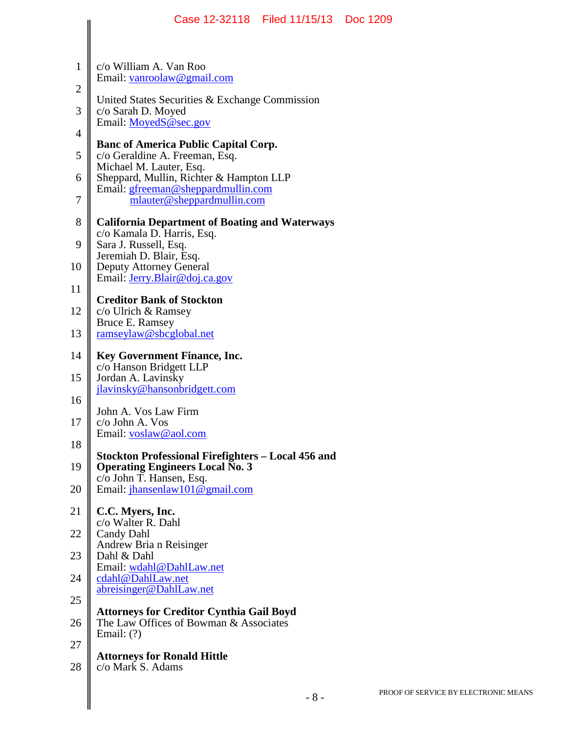c/o William A. Van Roo
Email: vanroolaw@gmail.com

United States Securities & Exchange Commission
c/o Sarah D. Moyed
Email: MoyedS@sec.gov

**Banc of America Public Capital Corp.**
c/o Geraldine A. Freeman, Esq.
Michael M. Lauter, Esq.
Sheppard, Mullin, Richter & Hampton LLP
Email: gfreeman@sheppardmullin.com
mlauter@sheppardmullin.com

**California Department of Boating and Waterways**
c/o Kamala D. Harris, Esq.
Sara J. Russell, Esq.
Jeremiah D. Blair, Esq.
Deputy Attorney General
Email: Jerry.Blair@doj.ca.gov

**Creditor Bank of Stockton**
c/o Ulrich & Ramsey
Bruce E. Ramsey
ramseylaw@sbcglobal.net

**Key Government Finance, Inc.**
c/o Hanson Bridgett LLP
Jordan A. Lavinsky
jlavinsky@hansonbridgett.com

John A. Vos Law Firm
c/o John A. Vos
Email: voslaw@aol.com

**Stockton Professional Firefighters – Local 456 and Operating Engineers Local No. 3**
c/o John T. Hansen, Esq.
Email: jhansenlaw101@gmail.com

**C.C. Myers, Inc.**
c/o Walter R. Dahl
Candy Dahl
Andrew Bria n Reisinger
Dahl & Dahl
Email: wdahl@DahlLaw.net
cdahl@DahlLaw.net
abreisinger@DahlLaw.net

**Attorneys for Creditor Cynthia Gail Boyd**
The Law Offices of Bowman & Associates
Email: (?)

**Attorneys for Ronald Hittle**
c/o Mark S. Adams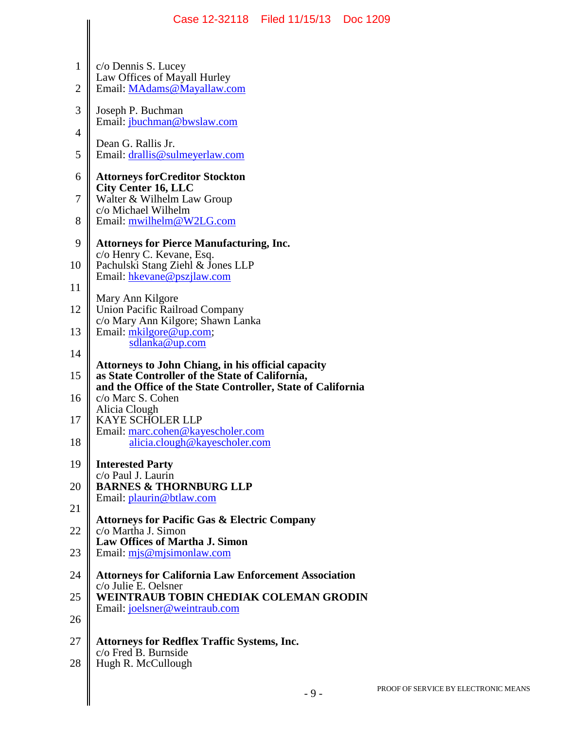c/o Dennis S. Lucey
Law Offices of Mayall Hurley
Email: MAdams@Mayallaw.com

Joseph P. Buchman
Email: jbuchman@bwslaw.com

Dean G. Rallis Jr.
Email: drallis@sulmeyerlaw.com

**Attorneys forCreditor Stockton City Center 16, LLC**
Walter & Wilhelm Law Group
c/o Michael Wilhelm
Email: mwilhelm@W2LG.com

**Attorneys for Pierce Manufacturing, Inc.**
c/o Henry C. Kevane, Esq.
Pachulski Stang Ziehl & Jones LLP
Email: hkevane@pszjlaw.com

Mary Ann Kilgore
Union Pacific Railroad Company
c/o Mary Ann Kilgore; Shawn Lanka
Email: mkilgore@up.com;
sdlanka@up.com

**Attorneys to John Chiang, in his official capacity as State Controller of the State of California, and the Office of the State Controller, State of California**
c/o Marc S. Cohen
Alicia Clough
KAYE SCHOLER LLP
Email: marc.cohen@kayescholer.com
alicia.clough@kayescholer.com

**Interested Party**
c/o Paul J. Laurin
**BARNES & THORNBURG LLP**
Email: plaurin@btlaw.com

**Attorneys for Pacific Gas & Electric Company**
c/o Martha J. Simon
**Law Offices of Martha J. Simon**
Email: mjs@mjsimonlaw.com

**Attorneys for California Law Enforcement Association**
c/o Julie E. Oelsner
**WEINTRAUB TOBIN CHEDIAK COLEMAN GRODIN**
Email: joelsner@weintraub.com

**Attorneys for Redflex Traffic Systems, Inc.**
c/o Fred B. Burnside
Hugh R. McCullough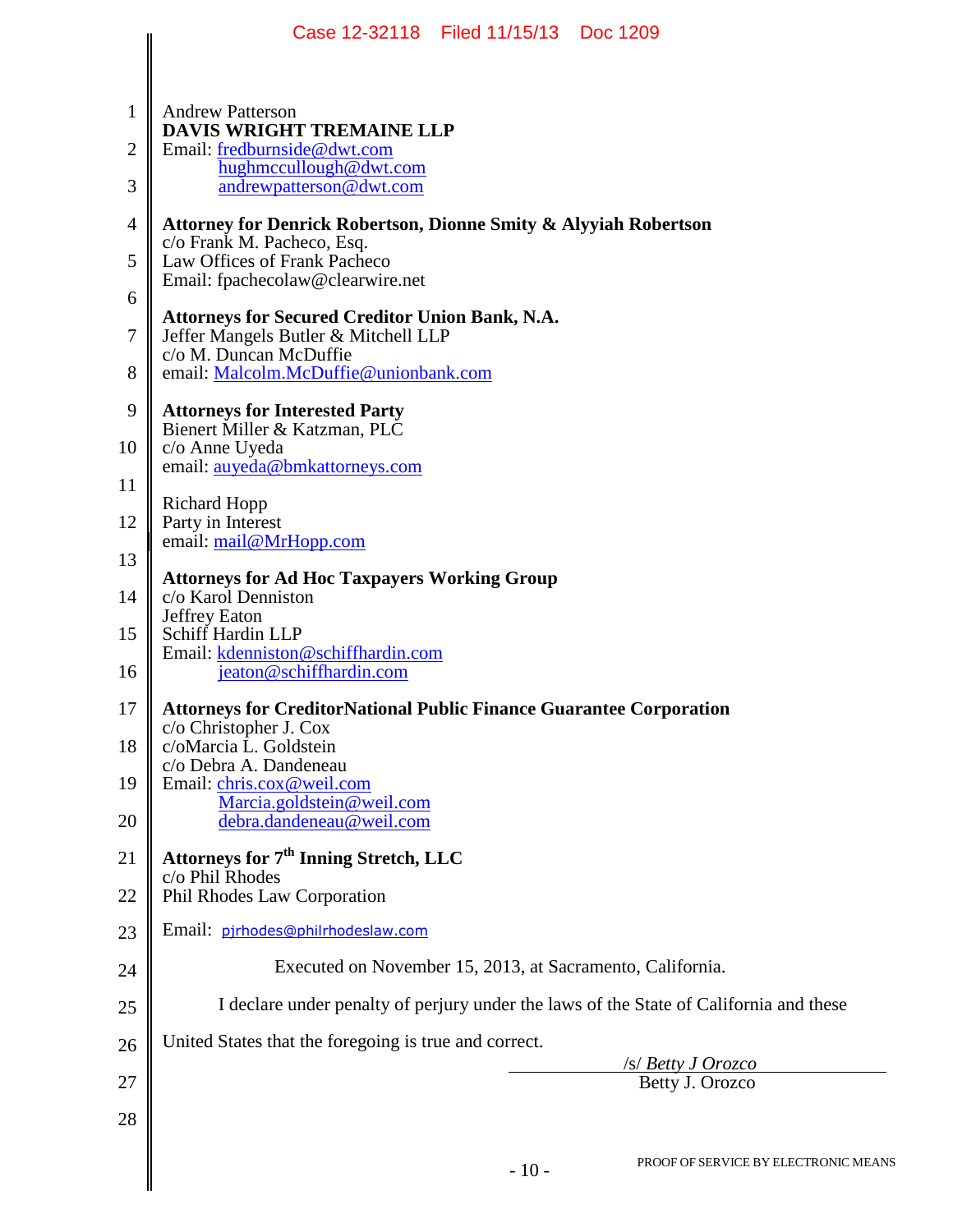Andrew Patterson
**DAVIS WRIGHT TREMAINE LLP**
Email: fredburnside@dwt.com
hughmccullough@dwt.com
andrewpatterson@dwt.com

**Attorney for Denrick Robertson, Dionne Smity & Alyyiah Robertson**
c/o Frank M. Pacheco, Esq.
Law Offices of Frank Pacheco
Email: fpachecolaw@clearwire.net

**Attorneys for Secured Creditor Union Bank, N.A.**
Jeffer Mangels Butler & Mitchell LLP
c/o M. Duncan McDuffie
email: Malcolm.McDuffie@unionbank.com

**Attorneys for Interested Party**
Bienert Miller & Katzman, PLC
c/o Anne Uyeda
email: auyeda@bmkattorneys.com

Richard Hopp
Party in Interest
email: mail@MrHopp.com

**Attorneys for Ad Hoc Taxpayers Working Group**
c/o Karol Denniston
Jeffrey Eaton
Schiff Hardin LLP
Email: kdenniston@schiffhardin.com
jeaton@schiffhardin.com

**Attorneys for CreditorNational Public Finance Guarantee Corporation**
c/o Christopher J. Cox
c/oMarcia L. Goldstein
c/o Debra A. Dandeneau
Email: chris.cox@weil.com
Marcia.goldstein@weil.com
debra.dandeneau@weil.com

**Attorneys for 7th Inning Stretch, LLC**
c/o Phil Rhodes
Phil Rhodes Law Corporation
Email: pjrhodes@philrhodeslaw.com

Executed on November 15, 2013, at Sacramento, California.

I declare under penalty of perjury under the laws of the State of California and these United States that the foregoing is true and correct.

/s/ *Betty J Orozco*
Betty J. Orozco

PROOF OF SERVICE BY ELECTRONIC MEANS